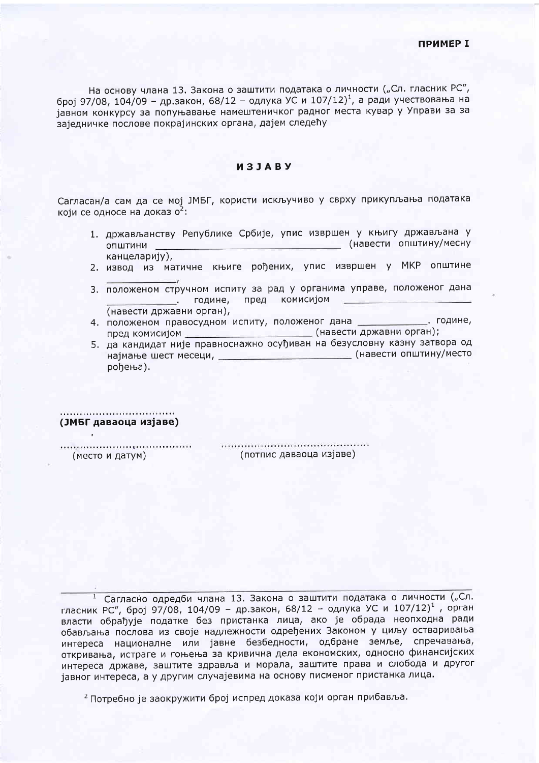**ПРИМЕР I**

На основу члана 13. Закона о заштити података о личности („Сл. гласник РС", број 97/08, 104/09 – др.закон, 68/12 – одлука УС и 107/12)[1], а ради учествовања на јавном конкурсу за попуњавање намештеничког радног места кувар у Управи за за заједничке послове покрајинских органа, дајем следећу

# ИЗЈАВУ

Сагласан/а сам да се мој ЈМБГ, користи искључиво у сврху прикупљања података који се односе на доказ о[2]:

1. држављанству Републике Србије, упис извршен у књигу држављана у општини _______________________________ (навести општину/месну канцеларију),
2. извод из матичне књиге рођених, упис извршен у МКР општине ____________,
3. положеном стручном испиту за рад у органима управе, положеног дана __________. године, пред комисијом ______________________ (навести државни орган),
4. положеном правосудном испиту, положеног дана ___________. године, пред комисијом ______________________ (навести државни орган);
5. да кандидат није правноснажно осуђиван на безусловну казну затвора од најмање шест месеци, ______________________ (навести општину/место рођења).

..................................
**(ЈМБГ даваоца изјаве)**

.......................................... (место и датум)

.......................................... (потпис даваоца изјаве)

---

[1] Сагласно одредби члана 13. Закона о заштити података о личности („Сл. гласник РС", број 97/08, 104/09 – др.закон, 68/12 – одлука УС и 107/12)[1], орган власти обрађује податке без пристанка лица, ако је обрада неопходна ради обављања послова из своје надлежности одређених Законом у циљу остваривања интереса националне или јавне безбедности, одбране земље, спречавања, откривања, истраге и гоњења за кривична дела економских, односно финансијских интереса државе, заштите здравља и морала, заштите права и слобода и другог јавног интереса, а у другим случајевима на основу писменог пристанка лица.

[2] Потребно је заокружити број испред доказа који орган прибавља.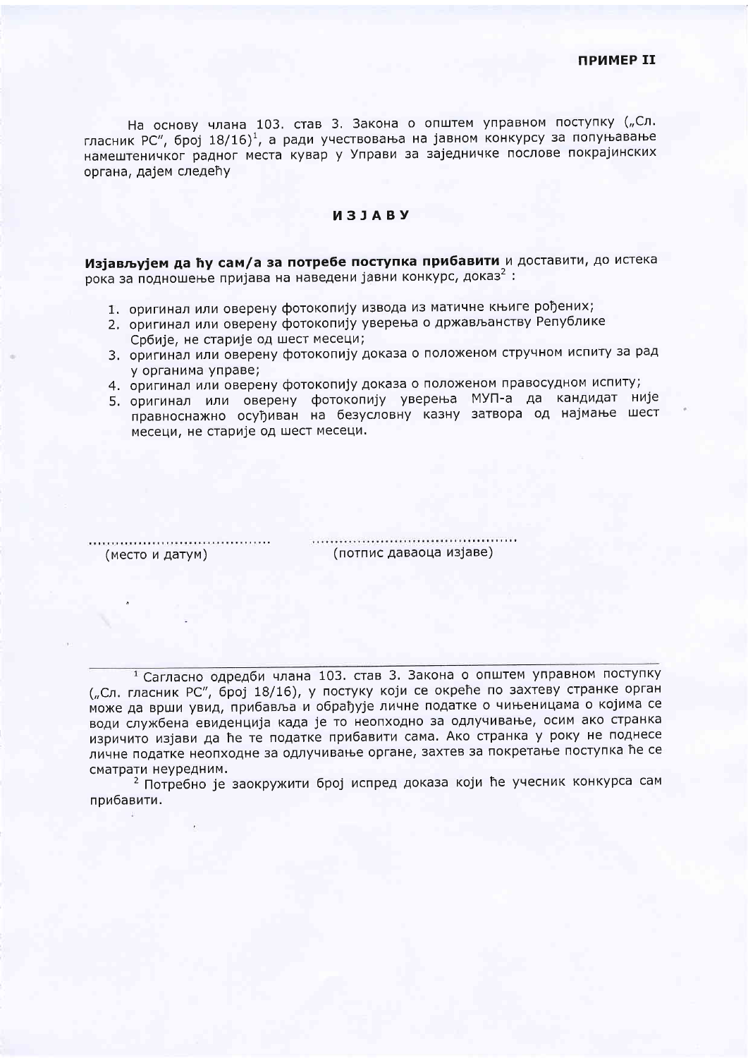**ПРИМЕР II**

На основу члана 103. став 3. Закона о општем управном поступку („Сл. гласник РС", број 18/16)[1], а ради учествовања на јавном конкурсу за попуњавање намештеничког радног места кувар у Управи за заједничке послове покрајинских органа, дајем следећу

# ИЗЈАВУ

**Изјављујем да ћу сам/а за потребе поступка прибавити** и доставити, до истека рока за подношење пријава на наведени јавни конкурс, доказ[2] :

1. оригинал или оверену фотокопију извода из матичне књиге рођених;
2. оригинал или оверену фотокопију уверења о држављанству Републике Србије, не старије од шест месеци;
3. оригинал или оверену фотокопију доказа о положеном стручном испиту за рад у органима управе;
4. оригинал или оверену фотокопију доказа о положеном правосудном испиту;
5. оригинал или оверену фотокопију уверења МУП-а да кандидат није правноснажно осуђиван на безусловну казну затвора од најмање шест месеци, не старије од шест месеци.

........................................ (место и датум)

........................................ (потпис даваоца изјаве)

---

[1] Сагласно одредби члана 103. став 3. Закона о општем управном поступку („Сл. гласник РС", број 18/16), у постуку који се окреће по захтеву странке орган може да врши увид, прибавља и обрађује личне податке о чињеницама о којима се води службена евиденција када је то неопходно за одлучивање, осим ако странка изричито изјави да ће те податке прибавити сама. Ако странка у року не поднесе личне податке неопходне за одлучивање органе, захтев за покретање поступка ће се сматрати неуредним.

[2] Потребно је заокружити број испред доказа који ће учесник конкурса сам прибавити.